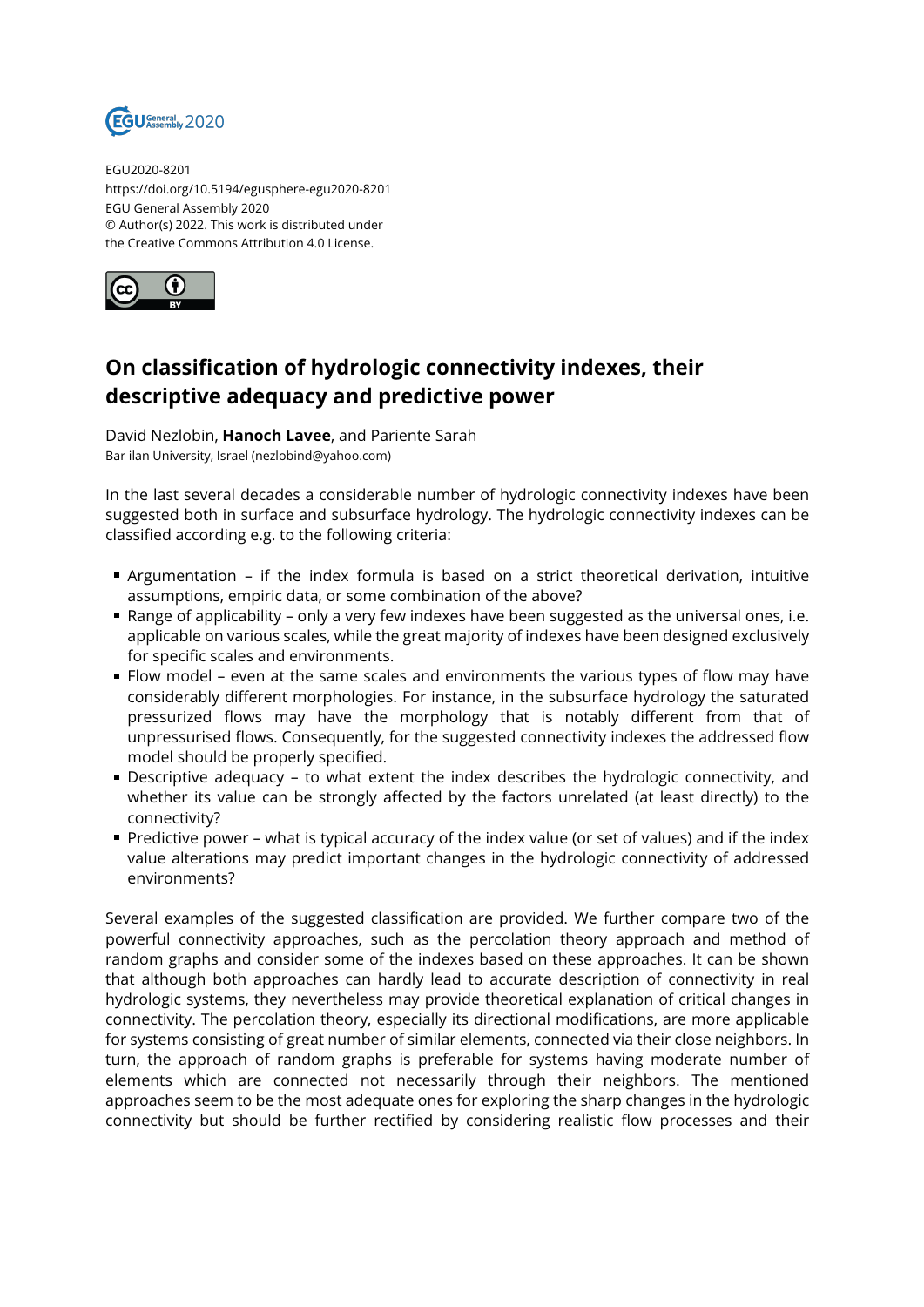EGU2020-8201
https://doi.org/10.5194/egusphere-egu2020-8201
EGU General Assembly 2020
© Author(s) 2022. This work is distributed under
the Creative Commons Attribution 4.0 License.

# On classification of hydrologic connectivity indexes, their descriptive adequacy and predictive power

David Nezlobin, **Hanoch Lavee**, and Pariente Sarah
Bar ilan University, Israel (nezlobind@yahoo.com)

In the last several decades a considerable number of hydrologic connectivity indexes have been suggested both in surface and subsurface hydrology. The hydrologic connectivity indexes can be classified according e.g. to the following criteria:

- Argumentation – if the index formula is based on a strict theoretical derivation, intuitive assumptions, empiric data, or some combination of the above?
- Range of applicability – only a very few indexes have been suggested as the universal ones, i.e. applicable on various scales, while the great majority of indexes have been designed exclusively for specific scales and environments.
- Flow model – even at the same scales and environments the various types of flow may have considerably different morphologies. For instance, in the subsurface hydrology the saturated pressurized flows may have the morphology that is notably different from that of unpressurised flows. Consequently, for the suggested connectivity indexes the addressed flow model should be properly specified.
- Descriptive adequacy – to what extent the index describes the hydrologic connectivity, and whether its value can be strongly affected by the factors unrelated (at least directly) to the connectivity?
- Predictive power – what is typical accuracy of the index value (or set of values) and if the index value alterations may predict important changes in the hydrologic connectivity of addressed environments?

Several examples of the suggested classification are provided. We further compare two of the powerful connectivity approaches, such as the percolation theory approach and method of random graphs and consider some of the indexes based on these approaches. It can be shown that although both approaches can hardly lead to accurate description of connectivity in real hydrologic systems, they nevertheless may provide theoretical explanation of critical changes in connectivity. The percolation theory, especially its directional modifications, are more applicable for systems consisting of great number of similar elements, connected via their close neighbors. In turn, the approach of random graphs is preferable for systems having moderate number of elements which are connected not necessarily through their neighbors. The mentioned approaches seem to be the most adequate ones for exploring the sharp changes in the hydrologic connectivity but should be further rectified by considering realistic flow processes and their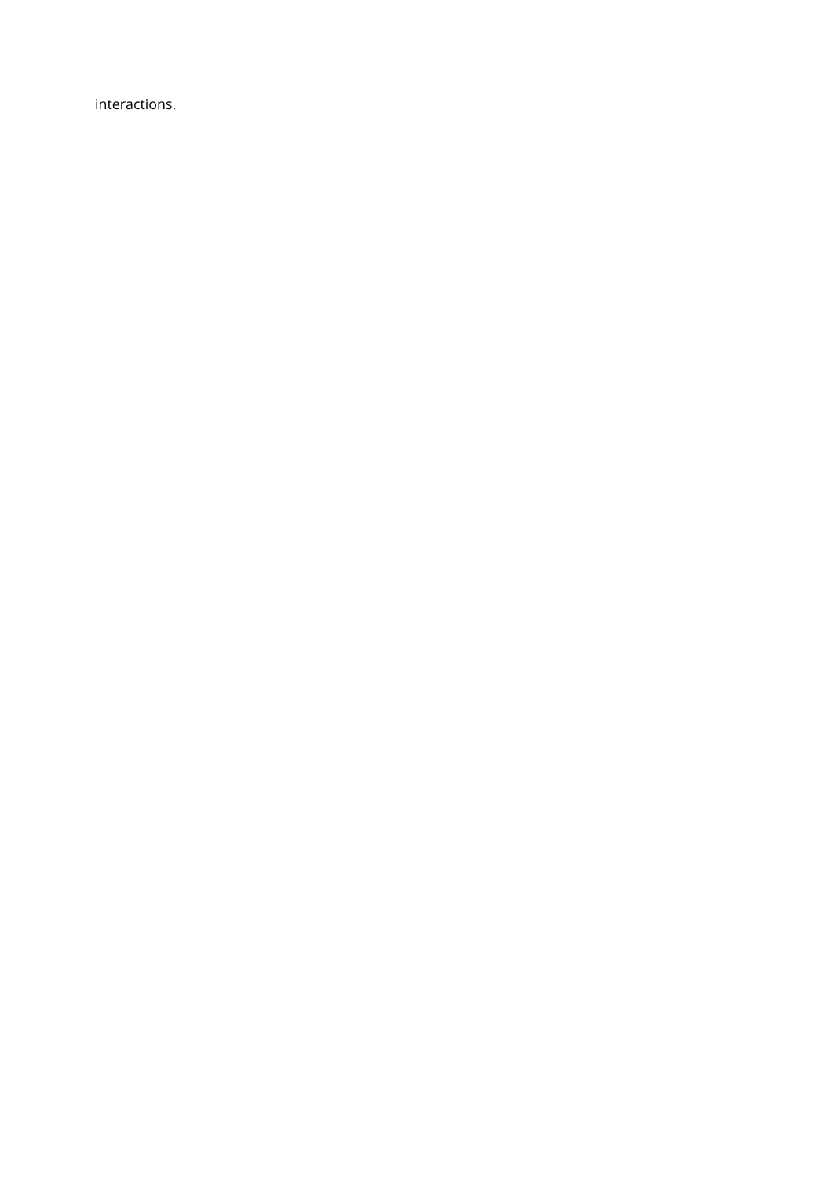interactions.